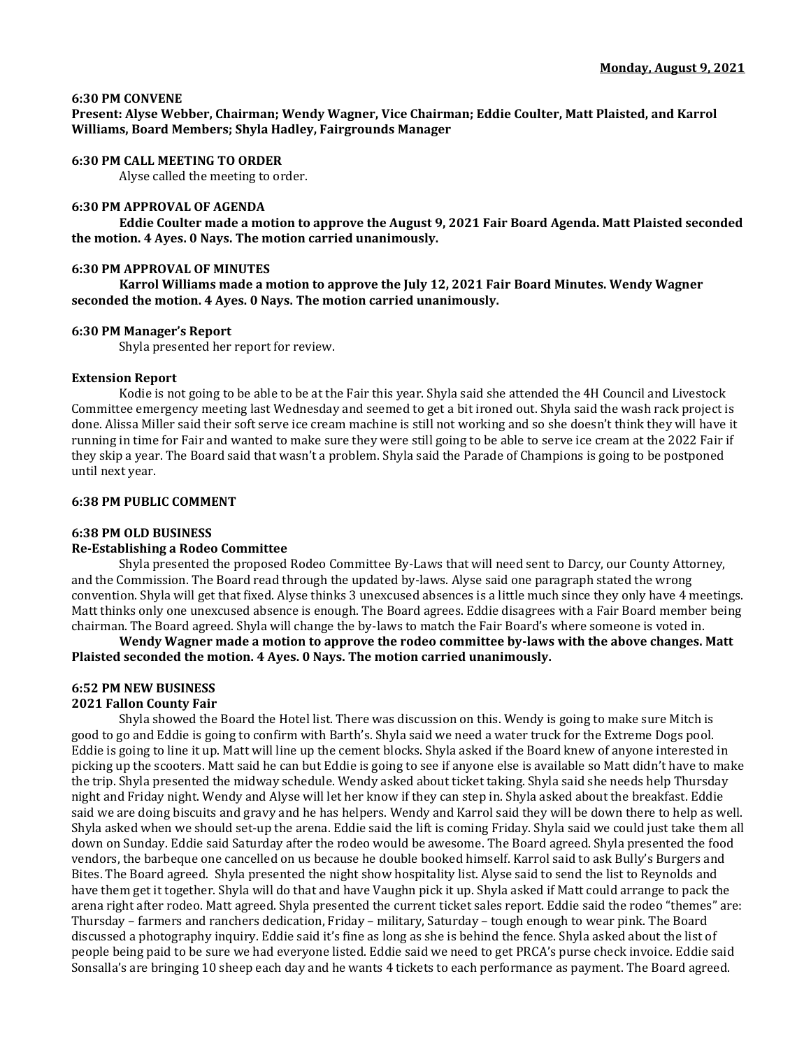**Monday, August 9, 2021**

**6:30 PM CONVENE**

**Present: Alyse Webber, Chairman; Wendy Wagner, Vice Chairman; Eddie Coulter, Matt Plaisted, and Karrol Williams, Board Members; Shyla Hadley, Fairgrounds Manager**

**6:30 PM CALL MEETING TO ORDER**

Alyse called the meeting to order.

**6:30 PM APPROVAL OF AGENDA**

**Eddie Coulter made a motion to approve the August 9, 2021 Fair Board Agenda. Matt Plaisted seconded the motion. 4 Ayes. 0 Nays. The motion carried unanimously.**

**6:30 PM APPROVAL OF MINUTES**

**Karrol Williams made a motion to approve the July 12, 2021 Fair Board Minutes. Wendy Wagner seconded the motion. 4 Ayes. 0 Nays. The motion carried unanimously.**

**6:30 PM Manager's Report**

Shyla presented her report for review.

**Extension Report**

Kodie is not going to be able to be at the Fair this year. Shyla said she attended the 4H Council and Livestock Committee emergency meeting last Wednesday and seemed to get a bit ironed out. Shyla said the wash rack project is done. Alissa Miller said their soft serve ice cream machine is still not working and so she doesn't think they will have it running in time for Fair and wanted to make sure they were still going to be able to serve ice cream at the 2022 Fair if they skip a year. The Board said that wasn't a problem. Shyla said the Parade of Champions is going to be postponed until next year.

**6:38 PM PUBLIC COMMENT**

**6:38 PM OLD BUSINESS**

**Re-Establishing a Rodeo Committee**

Shyla presented the proposed Rodeo Committee By-Laws that will need sent to Darcy, our County Attorney, and the Commission. The Board read through the updated by-laws. Alyse said one paragraph stated the wrong convention. Shyla will get that fixed. Alyse thinks 3 unexcused absences is a little much since they only have 4 meetings. Matt thinks only one unexcused absence is enough. The Board agrees. Eddie disagrees with a Fair Board member being chairman. The Board agreed. Shyla will change the by-laws to match the Fair Board's where someone is voted in.

**Wendy Wagner made a motion to approve the rodeo committee by-laws with the above changes. Matt Plaisted seconded the motion. 4 Ayes. 0 Nays. The motion carried unanimously.**

**6:52 PM NEW BUSINESS**

**2021 Fallon County Fair**

Shyla showed the Board the Hotel list. There was discussion on this. Wendy is going to make sure Mitch is good to go and Eddie is going to confirm with Barth's. Shyla said we need a water truck for the Extreme Dogs pool. Eddie is going to line it up. Matt will line up the cement blocks. Shyla asked if the Board knew of anyone interested in picking up the scooters. Matt said he can but Eddie is going to see if anyone else is available so Matt didn't have to make the trip. Shyla presented the midway schedule. Wendy asked about ticket taking. Shyla said she needs help Thursday night and Friday night. Wendy and Alyse will let her know if they can step in. Shyla asked about the breakfast. Eddie said we are doing biscuits and gravy and he has helpers. Wendy and Karrol said they will be down there to help as well. Shyla asked when we should set-up the arena. Eddie said the lift is coming Friday. Shyla said we could just take them all down on Sunday. Eddie said Saturday after the rodeo would be awesome. The Board agreed. Shyla presented the food vendors, the barbeque one cancelled on us because he double booked himself. Karrol said to ask Bully's Burgers and Bites. The Board agreed. Shyla presented the night show hospitality list. Alyse said to send the list to Reynolds and have them get it together. Shyla will do that and have Vaughn pick it up. Shyla asked if Matt could arrange to pack the arena right after rodeo. Matt agreed. Shyla presented the current ticket sales report. Eddie said the rodeo "themes" are: Thursday – farmers and ranchers dedication, Friday – military, Saturday – tough enough to wear pink. The Board discussed a photography inquiry. Eddie said it's fine as long as she is behind the fence. Shyla asked about the list of people being paid to be sure we had everyone listed. Eddie said we need to get PRCA's purse check invoice. Eddie said Sonsalla's are bringing 10 sheep each day and he wants 4 tickets to each performance as payment. The Board agreed.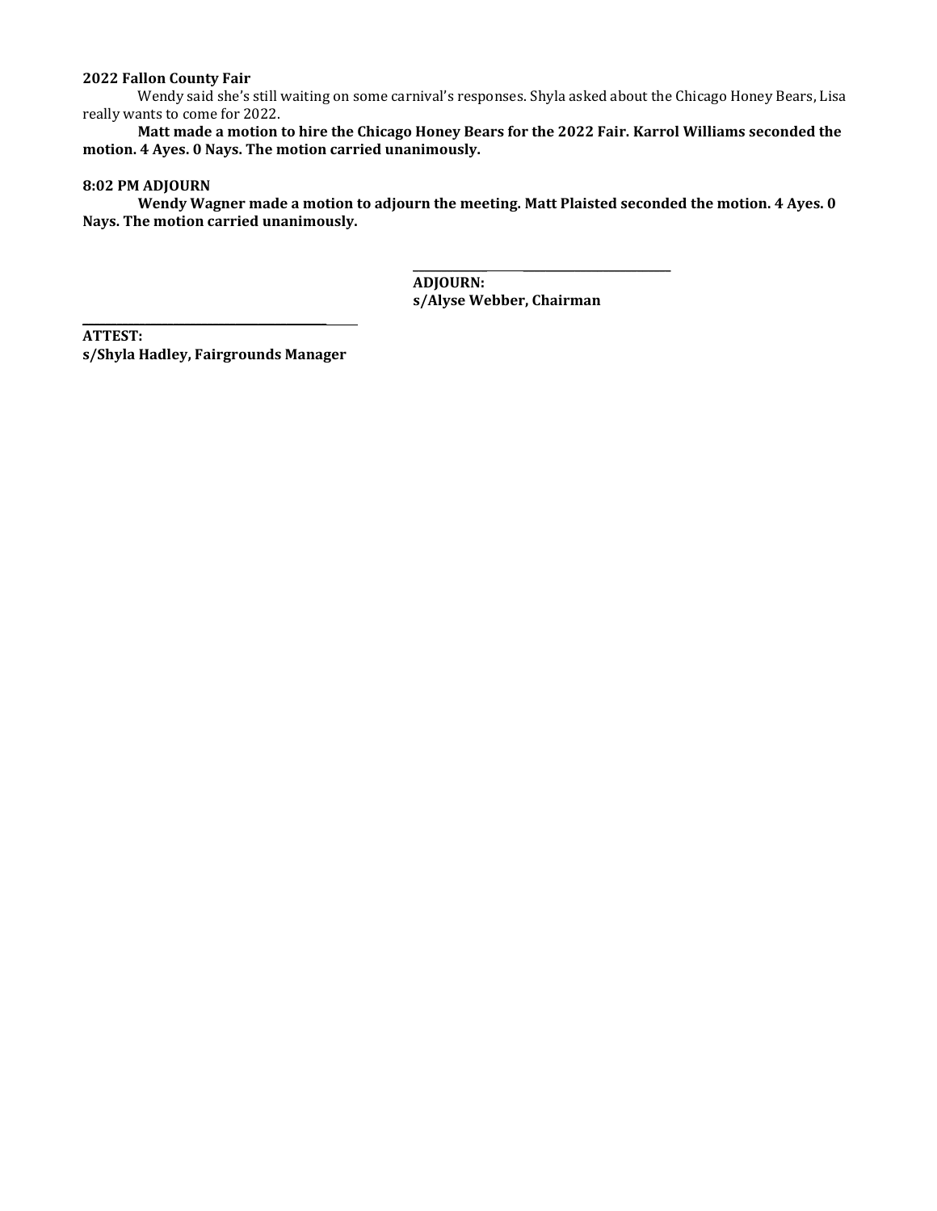**2022 Fallon County Fair**

Wendy said she's still waiting on some carnival's responses. Shyla asked about the Chicago Honey Bears, Lisa really wants to come for 2022.

**Matt made a motion to hire the Chicago Honey Bears for the 2022 Fair. Karrol Williams seconded the motion. 4 Ayes. 0 Nays. The motion carried unanimously.**

**8:02 PM ADJOURN**

**Wendy Wagner made a motion to adjourn the meeting. Matt Plaisted seconded the motion. 4 Ayes. 0 Nays. The motion carried unanimously.**

\_\_\_\_\_\_\_\_\_\_\_\_\_\_\_\_\_\_\_\_\_\_\_\_\_\_\_\_\_\_\_\_\_\_\_\_\_\_\_\_

**ADJOURN:**
**s/Alyse Webber, Chairman**

\_\_\_\_\_\_\_\_\_\_\_\_\_\_\_\_\_\_\_\_\_\_\_\_\_\_\_\_\_\_\_\_\_\_\_\_\_\_\_\_

**ATTEST:**
**s/Shyla Hadley, Fairgrounds Manager**